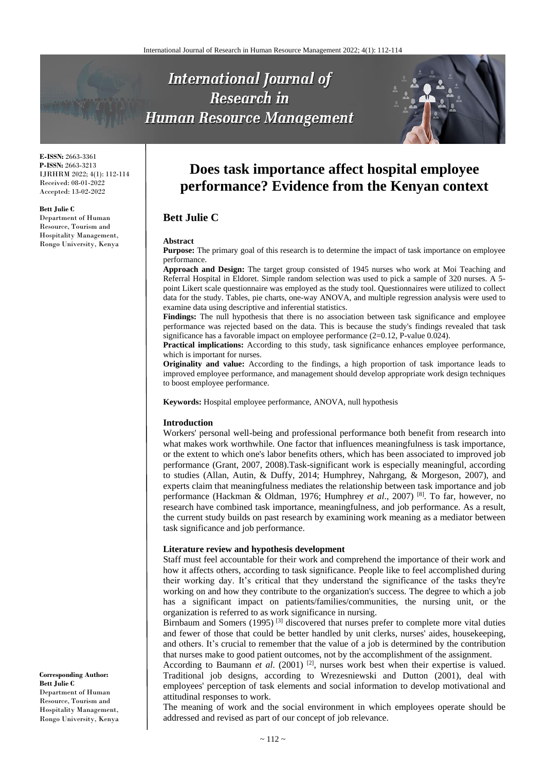**E-ISSN:** 2663-3361
**P-ISSN:** 2663-3213
IJRHRM 2022; 4(1): 112-114
Received: 08-01-2022
Accepted: 13-02-2022

**Bett Julie C**
Department of Human Resource, Tourism and Hospitality Management, Rongo University, Kenya

**Corresponding Author:**
**Bett Julie C**
Department of Human Resource, Tourism and Hospitality Management, Rongo University, Kenya

# Does task importance affect hospital employee performance? Evidence from the Kenyan context

## Bett Julie C

**Abstract**

**Purpose:** The primary goal of this research is to determine the impact of task importance on employee performance.

**Approach and Design:** The target group consisted of 1945 nurses who work at Moi Teaching and Referral Hospital in Eldoret. Simple random selection was used to pick a sample of 320 nurses. A 5-point Likert scale questionnaire was employed as the study tool. Questionnaires were utilized to collect data for the study. Tables, pie charts, one-way ANOVA, and multiple regression analysis were used to examine data using descriptive and inferential statistics.

**Findings:** The null hypothesis that there is no association between task significance and employee performance was rejected based on the data. This is because the study's findings revealed that task significance has a favorable impact on employee performance (2=0.12, P-value 0.024).

**Practical implications:** According to this study, task significance enhances employee performance, which is important for nurses.

**Originality and value:** According to the findings, a high proportion of task importance leads to improved employee performance, and management should develop appropriate work design techniques to boost employee performance.

**Keywords:** Hospital employee performance, ANOVA, null hypothesis

### Introduction

Workers' personal well-being and professional performance both benefit from research into what makes work worthwhile. One factor that influences meaningfulness is task importance, or the extent to which one's labor benefits others, which has been associated to improved job performance (Grant, 2007, 2008).Task-significant work is especially meaningful, according to studies (Allan, Autin, & Duffy, 2014; Humphrey, Nahrgang, & Morgeson, 2007), and experts claim that meaningfulness mediates the relationship between task importance and job performance (Hackman & Oldman, 1976; Humphrey *et al*., 2007) [8]. To far, however, no research have combined task importance, meaningfulness, and job performance. As a result, the current study builds on past research by examining work meaning as a mediator between task significance and job performance.

### Literature review and hypothesis development

Staff must feel accountable for their work and comprehend the importance of their work and how it affects others, according to task significance. People like to feel accomplished during their working day. It's critical that they understand the significance of the tasks they're working on and how they contribute to the organization's success. The degree to which a job has a significant impact on patients/families/communities, the nursing unit, or the organization is referred to as work significance in nursing.

Birnbaum and Somers (1995) [3] discovered that nurses prefer to complete more vital duties and fewer of those that could be better handled by unit clerks, nurses' aides, housekeeping, and others. It's crucial to remember that the value of a job is determined by the contribution that nurses make to good patient outcomes, not by the accomplishment of the assignment.

According to Baumann *et al.* (2001) [2], nurses work best when their expertise is valued. Traditional job designs, according to Wrezesniewski and Dutton (2001), deal with employees' perception of task elements and social information to develop motivational and attitudinal responses to work.

The meaning of work and the social environment in which employees operate should be addressed and revised as part of our concept of job relevance.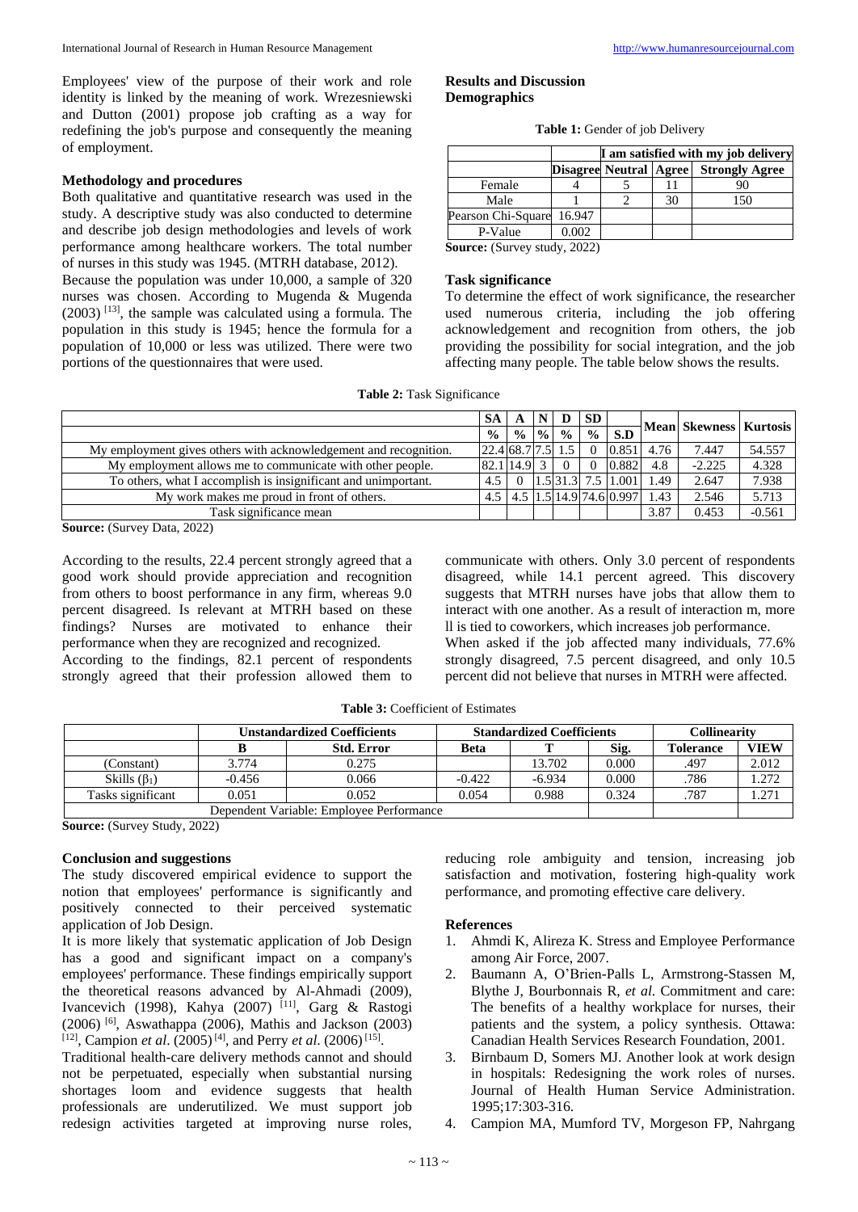Employees' view of the purpose of their work and role identity is linked by the meaning of work. Wrezesniewski and Dutton (2001) propose job crafting as a way for redefining the job's purpose and consequently the meaning of employment.

### Methodology and procedures

Both qualitative and quantitative research was used in the study. A descriptive study was also conducted to determine and describe job design methodologies and levels of work performance among healthcare workers. The total number of nurses in this study was 1945. (MTRH database, 2012).

Because the population was under 10,000, a sample of 320 nurses was chosen. According to Mugenda & Mugenda (2003) [13], the sample was calculated using a formula. The population in this study is 1945; hence the formula for a population of 10,000 or less was utilized. There were two portions of the questionnaires that were used.

### Results and Discussion

### Demographics

**Table 1:** Gender of job Delivery

| | I am satisfied with my job delivery | | | |
|---|---|---|---|---|
| | Disagree | Neutral | Agree | Strongly Agree |
| Female | 4 | 5 | 11 | 90 |
| Male | 1 | 2 | 30 | 150 |
| Pearson Chi-Square | 16.947 | | | |
| P-Value | 0.002 | | | |

**Source:** (Survey study, 2022)

### Task significance

To determine the effect of work significance, the researcher used numerous criteria, including the job offering acknowledgement and recognition from others, the job providing the possibility for social integration, and the job affecting many people. The table below shows the results.

**Table 2:** Task Significance

| | SA | A | N | D | SD | | Mean | Skewness | Kurtosis |
|---|---|---|---|---|---|---|---|---|---|
| | % | % | % | % | % | S.D | | | |
| My employment gives others with acknowledgement and recognition. | 22.4 | 68.7 | 7.5 | 1.5 | 0 | 0.851 | 4.76 | 7.447 | 54.557 |
| My employment allows me to communicate with other people. | 82.1 | 14.9 | 3 | 0 | 0 | 0.882 | 4.8 | -2.225 | 4.328 |
| To others, what I accomplish is insignificant and unimportant. | 4.5 | 0 | 1.5 | 31.3 | 7.5 | 1.001 | 1.49 | 2.647 | 7.938 |
| My work makes me proud in front of others. | 4.5 | 4.5 | 1.5 | 14.9 | 74.6 | 0.997 | 1.43 | 2.546 | 5.713 |
| Task significance mean | | | | | | | 3.87 | 0.453 | -0.561 |

**Source:** (Survey Data, 2022)

According to the results, 22.4 percent strongly agreed that a good work should provide appreciation and recognition from others to boost performance in any firm, whereas 9.0 percent disagreed. Is relevant at MTRH based on these findings? Nurses are motivated to enhance their performance when they are recognized and recognized.

According to the findings, 82.1 percent of respondents strongly agreed that their profession allowed them to communicate with others. Only 3.0 percent of respondents disagreed, while 14.1 percent agreed. This discovery suggests that MTRH nurses have jobs that allow them to interact with one another. As a result of interaction m, more ll is tied to coworkers, which increases job performance.

When asked if the job affected many individuals, 77.6% strongly disagreed, 7.5 percent disagreed, and only 10.5 percent did not believe that nurses in MTRH were affected.

**Table 3:** Coefficient of Estimates

| | Unstandardized Coefficients | | Standardized Coefficients | | | Collinearity | |
|---|---|---|---|---|---|---|---|
| | B | Std. Error | Beta | T | Sig. | Tolerance | VIEW |
| (Constant) | 3.774 | 0.275 | | 13.702 | 0.000 | .497 | 2.012 |
| Skills ($\beta_1$) | -0.456 | 0.066 | -0.422 | -6.934 | 0.000 | .786 | 1.272 |
| Tasks significant | 0.051 | 0.052 | 0.054 | 0.988 | 0.324 | .787 | 1.271 |
| Dependent Variable: Employee Performance | | | | | | | |

**Source:** (Survey Study, 2022)

### Conclusion and suggestions

The study discovered empirical evidence to support the notion that employees' performance is significantly and positively connected to their perceived systematic application of Job Design.

It is more likely that systematic application of Job Design has a good and significant impact on a company's employees' performance. These findings empirically support the theoretical reasons advanced by Al-Ahmadi (2009), Ivancevich (1998), Kahya (2007) [11], Garg & Rastogi (2006) [6], Aswathappa (2006), Mathis and Jackson (2003) [12], Campion *et al*. (2005) [4], and Perry *et al*. (2006) [15].

Traditional health-care delivery methods cannot and should not be perpetuated, especially when substantial nursing shortages loom and evidence suggests that health professionals are underutilized. We must support job redesign activities targeted at improving nurse roles, reducing role ambiguity and tension, increasing job satisfaction and motivation, fostering high-quality work performance, and promoting effective care delivery.

### References

1. Ahmdi K, Alireza K. Stress and Employee Performance among Air Force, 2007.
2. Baumann A, O'Brien-Palls L, Armstrong-Stassen M, Blythe J, Bourbonnais R, *et al*. Commitment and care: The benefits of a healthy workplace for nurses, their patients and the system, a policy synthesis. Ottawa: Canadian Health Services Research Foundation, 2001.
3. Birnbaum D, Somers MJ. Another look at work design in hospitals: Redesigning the work roles of nurses. Journal of Health Human Service Administration. 1995;17:303-316.
4. Campion MA, Mumford TV, Morgeson FP, Nahrgang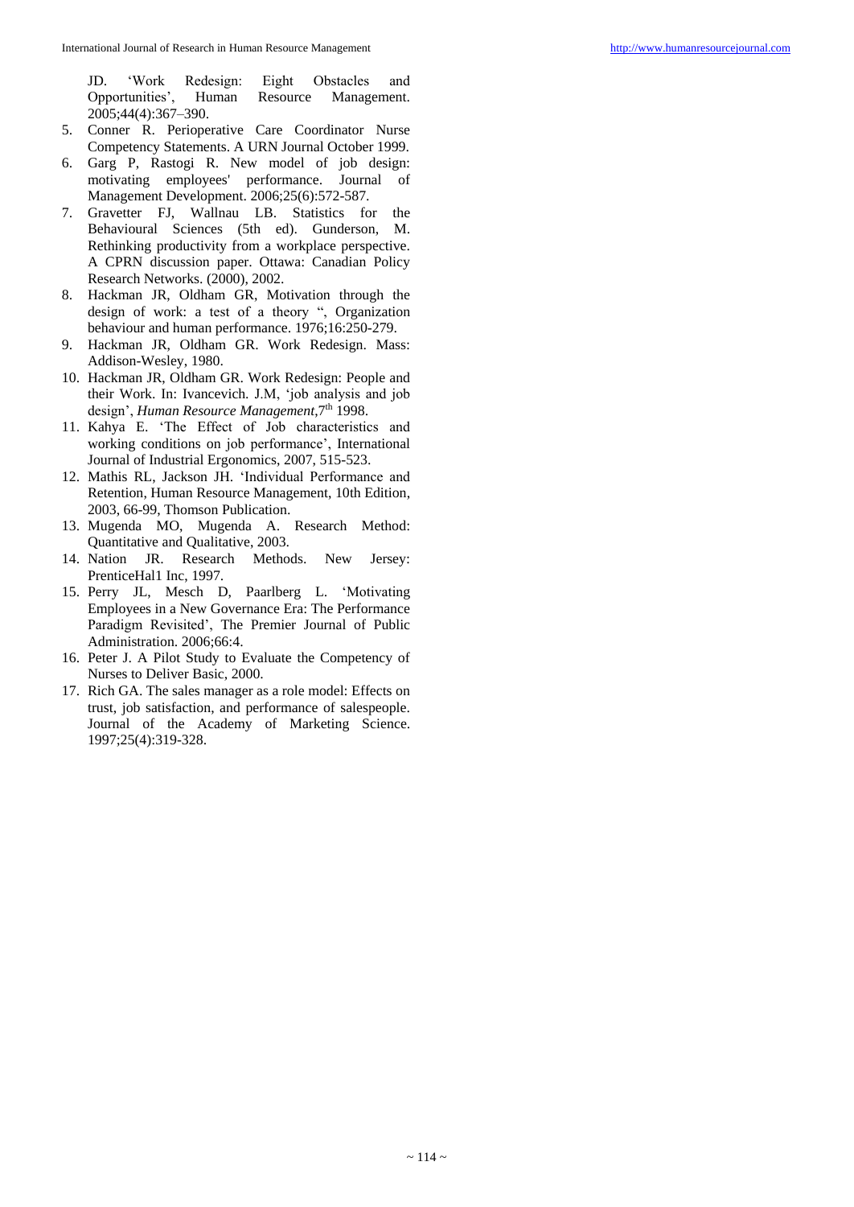JD. 'Work Redesign: Eight Obstacles and Opportunities', Human Resource Management. 2005;44(4):367–390.

5. Conner R. Perioperative Care Coordinator Nurse Competency Statements. A URN Journal October 1999.
6. Garg P, Rastogi R. New model of job design: motivating employees' performance. Journal of Management Development. 2006;25(6):572-587.
7. Gravetter FJ, Wallnau LB. Statistics for the Behavioural Sciences (5th ed). Gunderson, M. Rethinking productivity from a workplace perspective. A CPRN discussion paper. Ottawa: Canadian Policy Research Networks. (2000), 2002.
8. Hackman JR, Oldham GR, Motivation through the design of work: a test of a theory ", Organization behaviour and human performance. 1976;16:250-279.
9. Hackman JR, Oldham GR. Work Redesign. Mass: Addison-Wesley, 1980.
10. Hackman JR, Oldham GR. Work Redesign: People and their Work. In: Ivancevich. J.M, 'job analysis and job design', *Human Resource Management*,7th 1998.
11. Kahya E. 'The Effect of Job characteristics and working conditions on job performance', International Journal of Industrial Ergonomics, 2007, 515-523.
12. Mathis RL, Jackson JH. 'Individual Performance and Retention, Human Resource Management, 10th Edition, 2003, 66-99, Thomson Publication.
13. Mugenda MO, Mugenda A. Research Method: Quantitative and Qualitative, 2003.
14. Nation JR. Research Methods. New Jersey: PrenticeHal1 Inc, 1997.
15. Perry JL, Mesch D, Paarlberg L. 'Motivating Employees in a New Governance Era: The Performance Paradigm Revisited', The Premier Journal of Public Administration. 2006;66:4.
16. Peter J. A Pilot Study to Evaluate the Competency of Nurses to Deliver Basic, 2000.
17. Rich GA. The sales manager as a role model: Effects on trust, job satisfaction, and performance of salespeople. Journal of the Academy of Marketing Science. 1997;25(4):319-328.